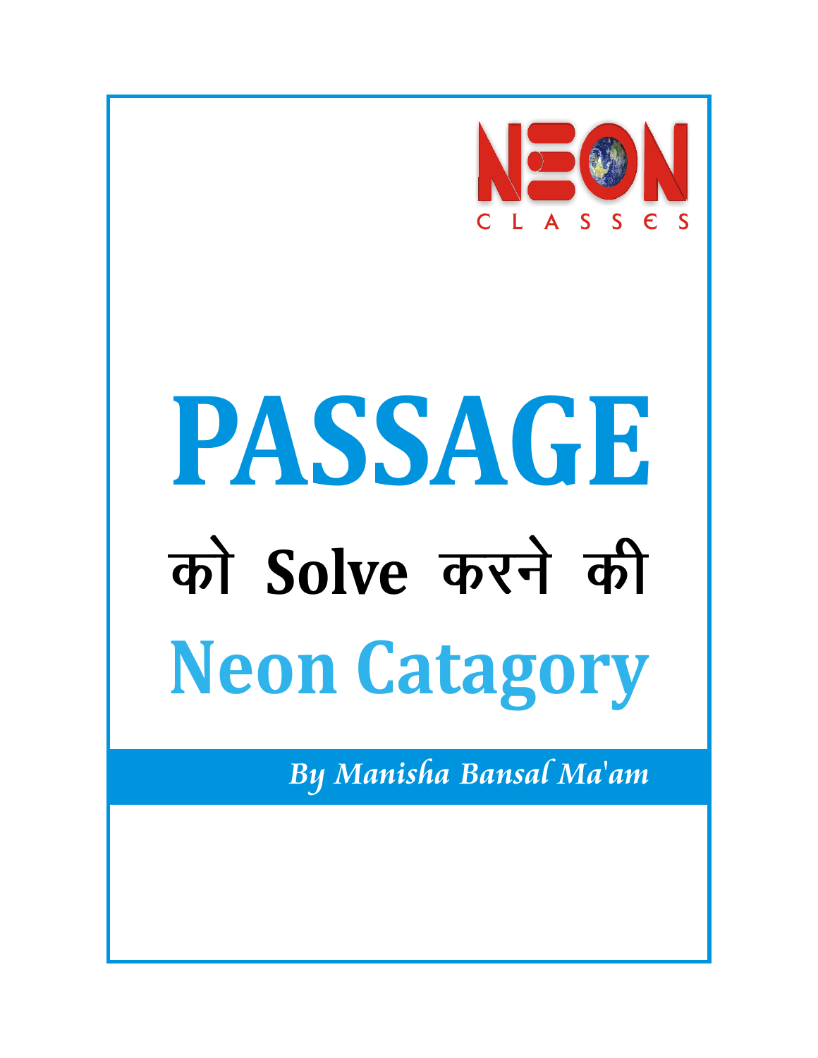NEON CLASSES

# PASSAGE

## को Solve करने की

# Neon Catagory

*By Manisha Bansal Ma'am*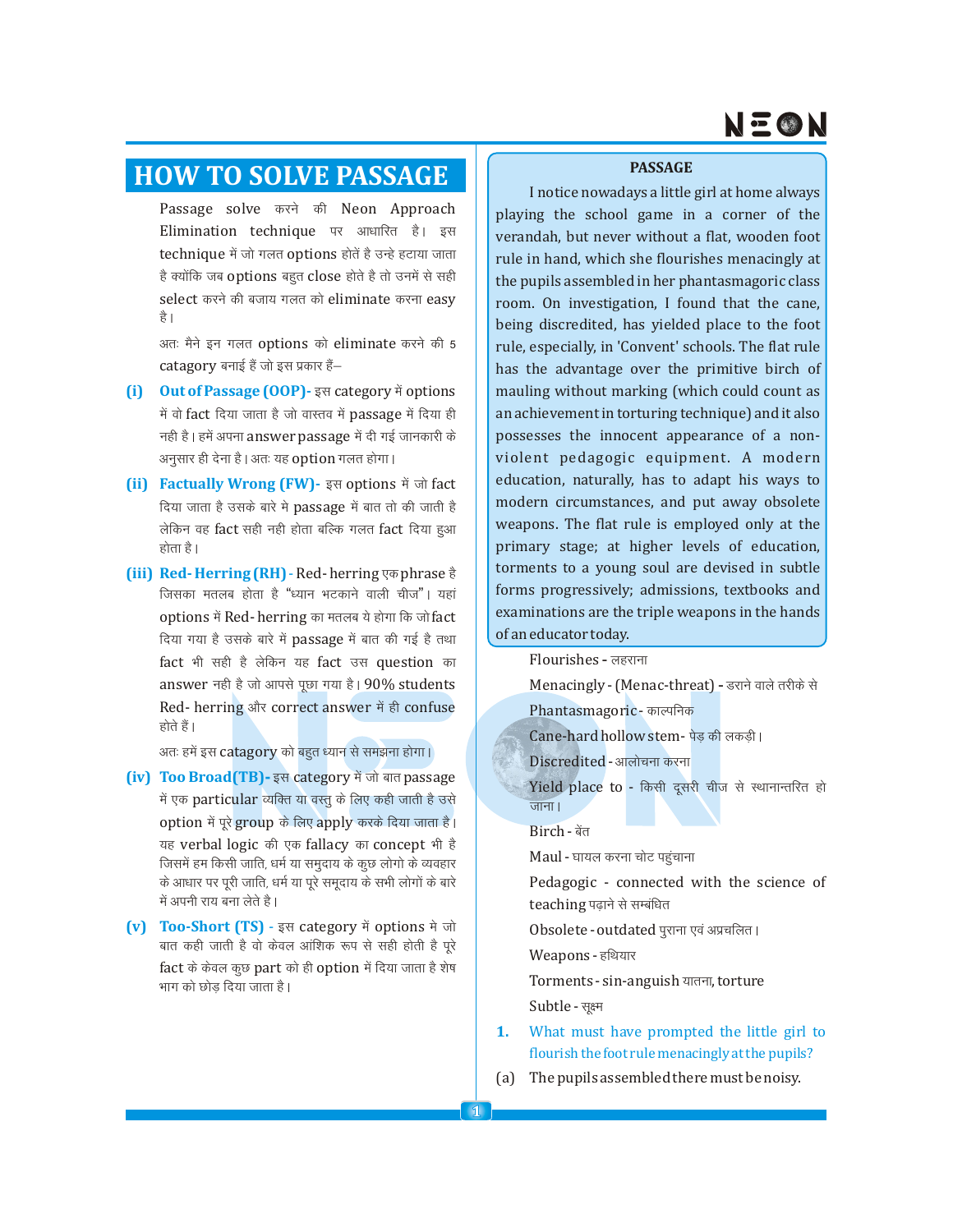# HOW TO SOLVE PASSAGE

Passage solve करने की Neon Approach Elimination technique पर आधारित है। इस technique में जो गलत options होतें है उन्हे हटाया जाता है क्योंकि जब options बहुत close होते है तो उनमें से सही select करने की बजाय गलत को eliminate करना easy है।

अतः मैने इन गलत options को eliminate करने की 5 catagory बनाई हैं जो इस प्रकार हैं–

**(i) Out of Passage (OOP)-** इस category में options में वो fact दिया जाता है जो वास्तव में passage में दिया ही नही है। हमें अपना answer passage में दी गई जानकारी के अनुसार ही देना है। अतः यह option गलत होगा।

**(ii) Factually Wrong (FW)-** इस options में जो fact दिया जाता है उसके बारे मे passage में बात तो की जाती है लेकिन वह fact सही नही होता बल्कि गलत fact दिया हुआ होता है।

**(iii) Red- Herring (RH) -** Red- herring एक phrase है जिसका मतलब होता है "ध्यान भटकाने वाली चीज"। यहां options में Red- herring का मतलब ये होगा कि जो fact दिया गया है उसके बारे में passage में बात की गई है तथा fact भी सही है लेकिन यह fact उस question का answer नही है जो आपसे पूछा गया है। 90% students Red- herring और correct answer में ही confuse होते हैं।

अतः हमें इस catagory को बहुत ध्यान से समझना होगा।

**(iv) Too Broad(TB)-** इस category में जो बात passage में एक particular व्यक्ति या वस्तु के लिए कही जाती है उसे option में पूरे group के लिए apply करके दिया जाता है। यह verbal logic की एक fallacy का concept भी है जिसमें हम किसी जाति, धर्म या समुदाय के कुछ लोगों के व्यवहार के आधार पर पूरी जाति, धर्म या पूरे समूदाय के सभी लोगों के बारे में अपनी राय बना लेते है।

**(v) Too-Short (TS) -** इस category में options मे जो बात कही जाती है वो केवल आंशिक रूप से सही होती है पूरे fact के केवल कुछ part को ही option में दिया जाता है शेष भाग को छोड़ दिया जाता है।

## PASSAGE

I notice nowadays a little girl at home always playing the school game in a corner of the verandah, but never without a flat, wooden foot rule in hand, which she flourishes menacingly at the pupils assembled in her phantasmagoric class room. On investigation, I found that the cane, being discredited, has yielded place to the foot rule, especially, in 'Convent' schools. The flat rule has the advantage over the primitive birch of mauling without marking (which could count as an achievement in torturing technique) and it also possesses the innocent appearance of a non-violent pedagogic equipment. A modern education, naturally, has to adapt his ways to modern circumstances, and put away obsolete weapons. The flat rule is employed only at the primary stage; at higher levels of education, torments to a young soul are devised in subtle forms progressively; admissions, textbooks and examinations are the triple weapons in the hands of an educator today.

Flourishes - लहराना

Menacingly - (Menac-threat) - डराने वाले तरीके से

Phantasmagoric - काल्पनिक

Cane-hard hollow stem - पेड़ की लकड़ी।

Discredited - आलोचना करना

Yield place to - किसी दूसरी चीज से स्थानान्तरित हो जाना।

Birch - बेंत

Maul - घायल करना चोट पहुंचाना

Pedagogic - connected with the science of teaching पढ़ाने से सम्बंधित

Obsolete - outdated पुराना एवं अप्रचलित।

Weapons - हथियार

Torments - sin-anguish यातना, torture

Subtle - सूक्ष्म

**1.** What must have prompted the little girl to flourish the foot rule menacingly at the pupils?

(a) The pupils assembled there must be noisy.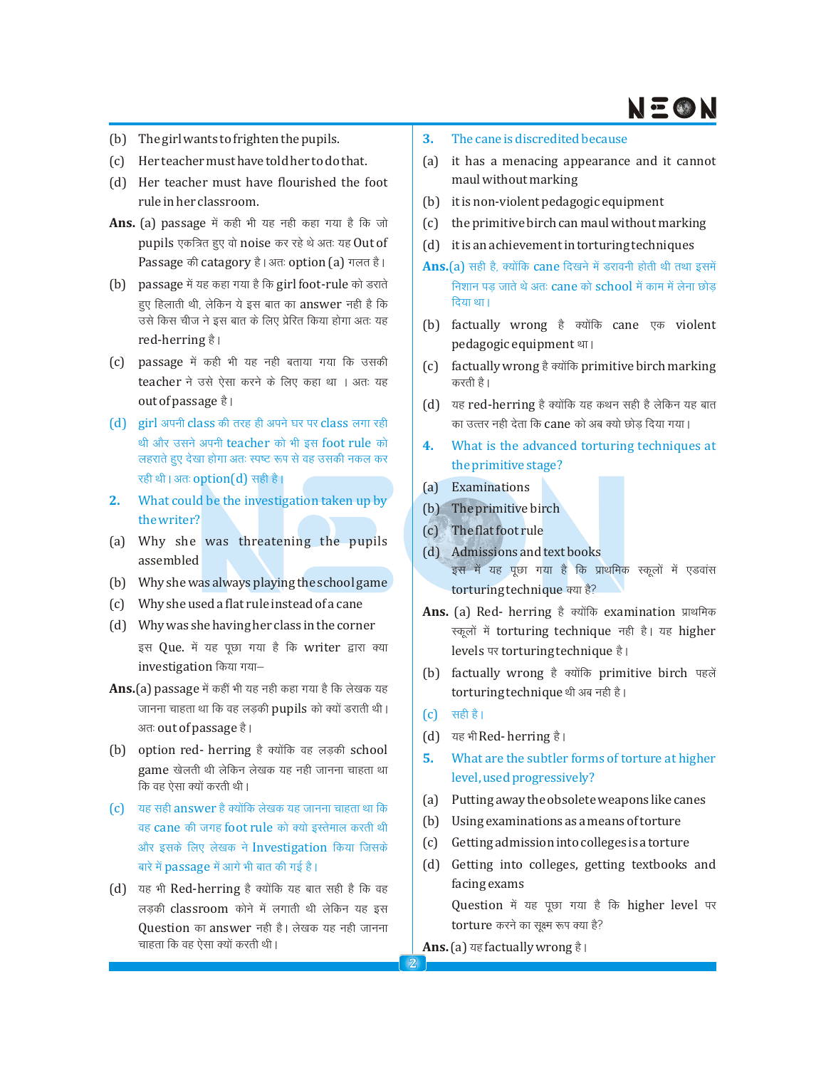(b) The girl wants to frighten the pupils.

(c) Her teacher must have told her to do that.

(d) Her teacher must have flourished the foot rule in her classroom.

**Ans.** (a) passage में कही भी यह नही कहा गया है कि जो pupils एकत्रित हुए वो noise कर रहे थे अतः यह Out of Passage की catagory है। अतः option (a) गलत है।

(b) passage में यह कहा गया है कि girl foot-rule को डराते हुए हिलाती थी, लेकिन ये इस बात का answer नही है कि उसे किस चीज ने इस बात के लिए प्रेरित किया होगा अतः यह red-herring है।

(c) passage में कही भी यह नही बताया गया कि उसकी teacher ने उसे ऐसा करने के लिए कहा था । अतः यह out of passage है।

(d) girl अपनी class की तरह ही अपने घर पर class लगा रही थी और उसने अपनी teacher को भी इस foot rule को लहराते हुए देखा होगा अतः स्पष्ट रूप से वह उसकी नकल कर रही थी। अतः option(d) सही है।

**2.** What could be the investigation taken up by the writer?

(a) Why she was threatening the pupils assembled

(b) Why she was always playing the school game

(c) Why she used a flat rule instead of a cane

(d) Why was she having her class in the corner

इस Que. में यह पूछा गया है कि writer द्वारा क्या investigation किया गया–

**Ans.**(a) passage में कहीं भी यह नही कहा गया है कि लेखक यह जानना चाहता था कि वह लड़की pupils को क्यों डराती थी। अतः out of passage है।

(b) option red- herring है क्योंकि वह लड़की school game खेलती थी लेकिन लेखक यह नही जानना चाहता था कि वह ऐसा क्यों करती थी।

(c) यह सही answer है क्योंकि लेखक यह जानना चाहता था कि वह cane की जगह foot rule को क्यो इस्तेमाल करती थी और इसके लिए लेखक ने Investigation किया जिसके बारे में passage में आगे भी बात की गई है।

(d) यह भी Red-herring है क्योंकि यह बात सही है कि वह लड़की classroom कोने में लगाती थी लेकिन यह इस Question का answer नही है। लेखक यह नही जानना चाहता कि वह ऐसा क्यों करती थी।

**3.** The cane is discredited because

(a) it has a menacing appearance and it cannot maul without marking

(b) it is non-violent pedagogic equipment

(c) the primitive birch can maul without marking

(d) it is an achievement in torturing techniques

**Ans.**(a) सही है, क्योंकि cane दिखने में डरावनी होती थी तथा इसमें निशान पड़ जाते थे अतः cane को school में काम में लेना छोड़ दिया था।

(b) factually wrong है क्योंकि cane एक violent pedagogic equipment था।

(c) factually wrong है क्योंकि primitive birch marking करती है।

(d) यह red-herring है क्योंकि यह कथन सही है लेकिन यह बात का उत्तर नही देता कि cane को अब क्यो छोड़ दिया गया।

**4.** What is the advanced torturing techniques at the primitive stage?

(a) Examinations

(b) The primitive birch

(c) The flat foot rule

(d) Admissions and text books

इस में यह पूछा गया है कि प्राथमिक स्कूलों में एडवांस torturing technique क्या है?

**Ans.** (a) Red- herring है क्योंकि examination प्राथमिक स्कूलों में torturing technique नही है। यह higher levels पर torturing technique है।

(b) factually wrong है क्योंकि primitive birch पहलें torturing technique थी अब नही है।

(c) सही है।

(d) यह भी Red- herring है।

**5.** What are the subtler forms of torture at higher level, used progressively?

(a) Putting away the obsolete weapons like canes

(b) Using examinations as a means of torture

(c) Getting admission into colleges is a torture

(d) Getting into colleges, getting textbooks and facing exams

Question में यह पूछा गया है कि higher level पर torture करने का सूक्ष्म रूप क्या है?

**Ans.** (a) यह factually wrong है।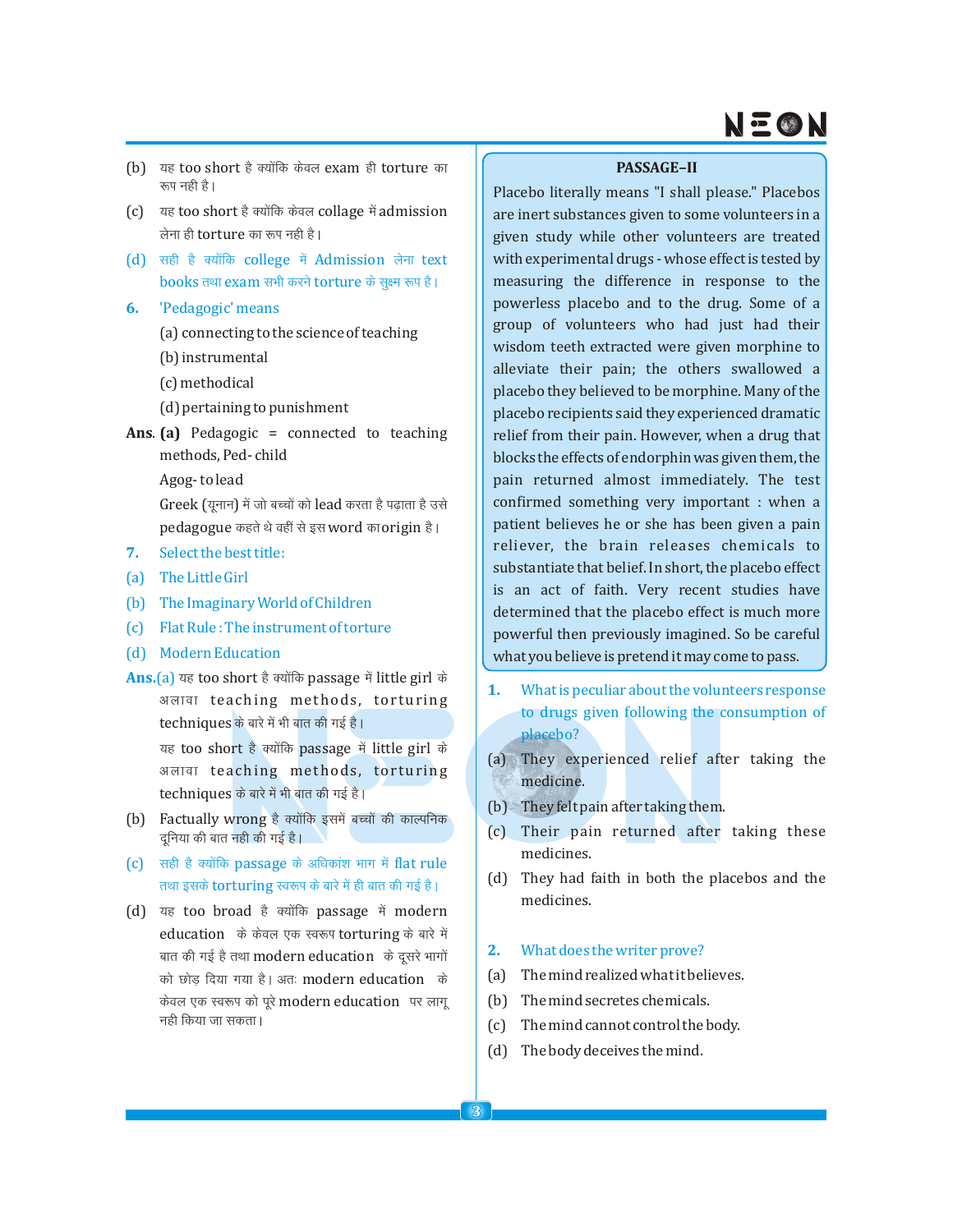(b) यह too short है क्योंकि केवल exam ही torture का रूप नही है।

(c) यह too short है क्योंकि केवल collage में admission लेना ही torture का रूप नही है।

(d) सही है क्योंकि college में Admission लेना text books तथा exam सभी करने torture के सुक्ष्म रूप है।

**6.** 'Pedagogic' means

(a) connecting to the science of teaching

(b) instrumental

(c) methodical

(d) pertaining to punishment

**Ans. (a)** Pedagogic = connected to teaching methods, Ped- child

Agog- to lead

Greek (यूनान) में जो बच्चों को lead करता है पढ़ाता है उसे pedagogue कहते थे वहीं से इस word का origin है।

**7.** Select the best title:

(a) The Little Girl

(b) The Imaginary World of Children

(c) Flat Rule : The instrument of torture

(d) Modern Education

**Ans.(a)** यह too short है क्योंकि passage में little girl के अलावा teaching methods, torturing techniques के बारे में भी बात की गई है।

यह too short है क्योंकि passage में little girl के अलावा teaching methods, torturing techniques के बारे में भी बात की गई है।

(b) Factually wrong है क्योंकि इसमें बच्चों की काल्पनिक दूनिया की बात नही की गई है।

(c) सही है क्योंकि passage के अधिकांश भाग में flat rule तथा इसके torturing स्वरूप के बारे में ही बात की गई है।

(d) यह too broad है क्योंकि passage में modern education के केवल एक स्वरूप torturing के बारे में बात की गई है तथा modern education के दूसरे भागों को छोड़ दिया गया है। अतः modern education के केवल एक स्वरूप को पूरे modern education पर लागू नही किया जा सकता।

## PASSAGE–II

Placebo literally means "I shall please." Placebos are inert substances given to some volunteers in a given study while other volunteers are treated with experimental drugs - whose effect is tested by measuring the difference in response to the powerless placebo and to the drug. Some of a group of volunteers who had just had their wisdom teeth extracted were given morphine to alleviate their pain; the others swallowed a placebo they believed to be morphine. Many of the placebo recipients said they experienced dramatic relief from their pain. However, when a drug that blocks the effects of endorphin was given them, the pain returned almost immediately. The test confirmed something very important : when a patient believes he or she has been given a pain reliever, the brain releases chemicals to substantiate that belief. In short, the placebo effect is an act of faith. Very recent studies have determined that the placebo effect is much more powerful then previously imagined. So be careful what you believe is pretend it may come to pass.

**1.** What is peculiar about the volunteers response to drugs given following the consumption of placebo?

(a) They experienced relief after taking the medicine.

(b) They felt pain after taking them.

(c) Their pain returned after taking these medicines.

(d) They had faith in both the placebos and the medicines.

**2.** What does the writer prove?

(a) The mind realized what it believes.

(b) The mind secretes chemicals.

(c) The mind cannot control the body.

(d) The body deceives the mind.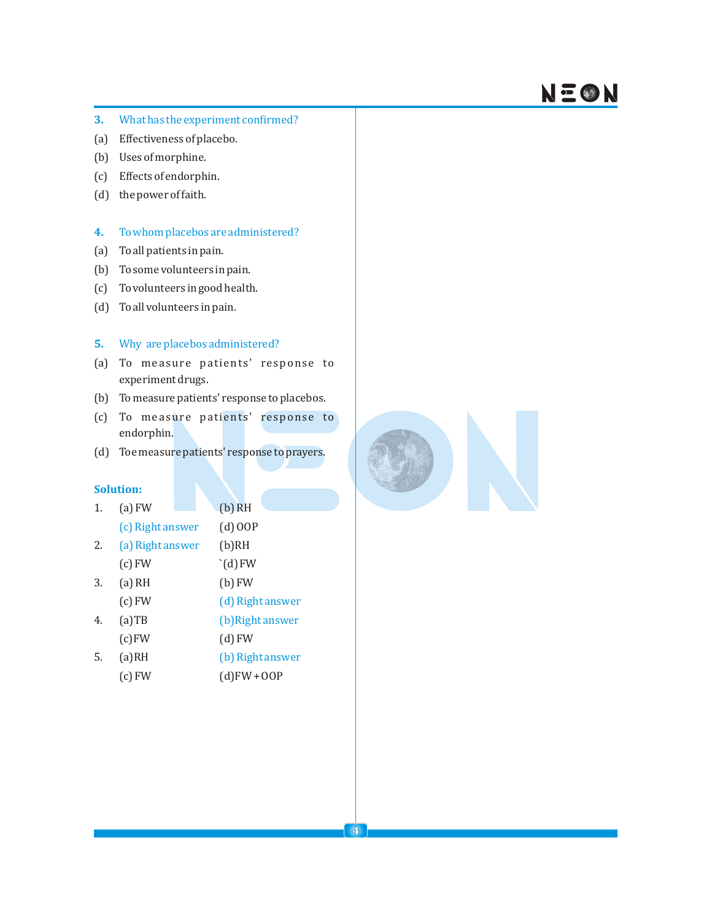**3. What has the experiment confirmed?**

(a) Effectiveness of placebo.

(b) Uses of morphine.

(c) Effects of endorphin.

(d) the power of faith.

**4. To whom placebos are administered?**

(a) To all patients in pain.

(b) To some volunteers in pain.

(c) To volunteers in good health.

(d) To all volunteers in pain.

**5. Why are placebos administered?**

(a) To measure patients' response to experiment drugs.

(b) To measure patients' response to placebos.

(c) To measure patients' response to endorphin.

(d) Toe measure patients' response to prayers.

**Solution:**

1. (a) FW (b) RH
   (c) Right answer (d) OOP
2. (a) Right answer (b)RH
   (c) FW `(d) FW
3. (a) RH (b) FW
   (c) FW (d) Right answer
4. (a)TB (b)Right answer
   (c)FW (d) FW
5. (a)RH (b) Right answer
   (c) FW (d)FW + OOP